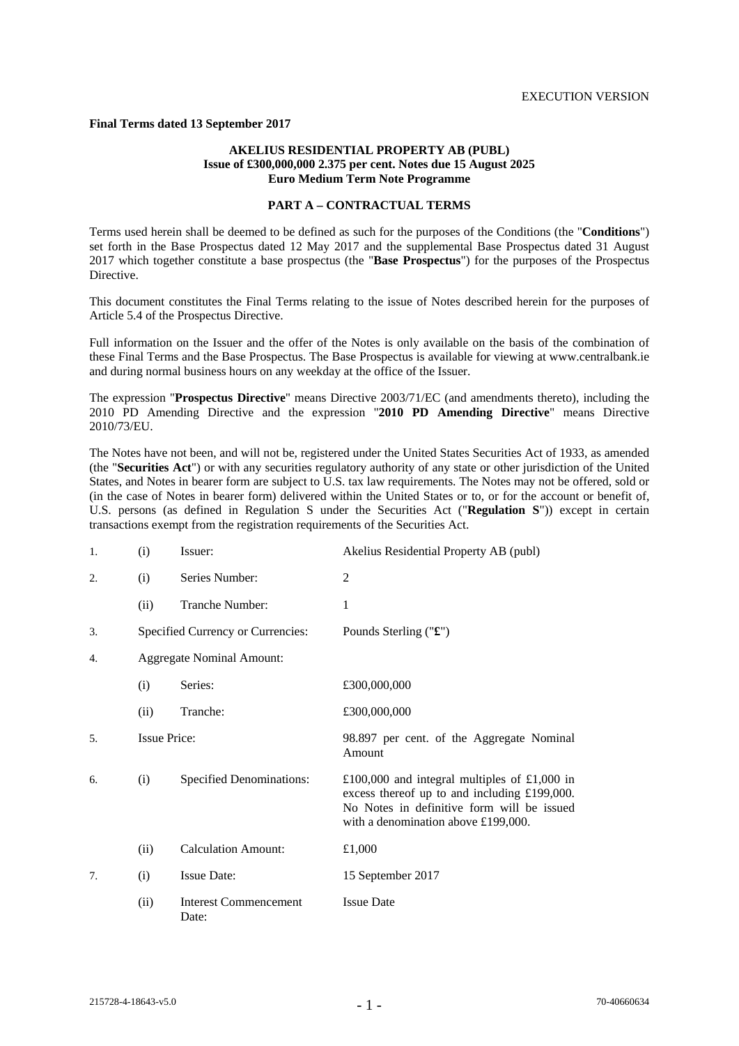EXECUTION VERSION

**Final Terms dated 13 September 2017**

**AKELIUS RESIDENTIAL PROPERTY AB (PUBL)**
**Issue of £300,000,000 2.375 per cent. Notes due 15 August 2025**
**Euro Medium Term Note Programme**

**PART A – CONTRACTUAL TERMS**

Terms used herein shall be deemed to be defined as such for the purposes of the Conditions (the "**Conditions**") set forth in the Base Prospectus dated 12 May 2017 and the supplemental Base Prospectus dated 31 August 2017 which together constitute a base prospectus (the "**Base Prospectus**") for the purposes of the Prospectus Directive.

This document constitutes the Final Terms relating to the issue of Notes described herein for the purposes of Article 5.4 of the Prospectus Directive.

Full information on the Issuer and the offer of the Notes is only available on the basis of the combination of these Final Terms and the Base Prospectus. The Base Prospectus is available for viewing at www.centralbank.ie and during normal business hours on any weekday at the office of the Issuer.

The expression "**Prospectus Directive**" means Directive 2003/71/EC (and amendments thereto), including the 2010 PD Amending Directive and the expression "**2010 PD Amending Directive**" means Directive 2010/73/EU.

The Notes have not been, and will not be, registered under the United States Securities Act of 1933, as amended (the "**Securities Act**") or with any securities regulatory authority of any state or other jurisdiction of the United States, and Notes in bearer form are subject to U.S. tax law requirements. The Notes may not be offered, sold or (in the case of Notes in bearer form) delivered within the United States or to, or for the account or benefit of, U.S. persons (as defined in Regulation S under the Securities Act ("**Regulation S**")) except in certain transactions exempt from the registration requirements of the Securities Act.

| | | | |
|---|---|---|---|
| 1. | (i) | Issuer: | Akelius Residential Property AB (publ) |
| 2. | (i) | Series Number: | 2 |
| | (ii) | Tranche Number: | 1 |
| 3. | | Specified Currency or Currencies: | Pounds Sterling ("**£**") |
| 4. | | Aggregate Nominal Amount: | |
| | (i) | Series: | £300,000,000 |
| | (ii) | Tranche: | £300,000,000 |
| 5. | | Issue Price: | 98.897 per cent. of the Aggregate Nominal Amount |
| 6. | (i) | Specified Denominations: | £100,000 and integral multiples of £1,000 in excess thereof up to and including £199,000. No Notes in definitive form will be issued with a denomination above £199,000. |
| | (ii) | Calculation Amount: | £1,000 |
| 7. | (i) | Issue Date: | 15 September 2017 |
| | (ii) | Interest Commencement Date: | Issue Date |

215728-4-18643-v5.0 70-40660634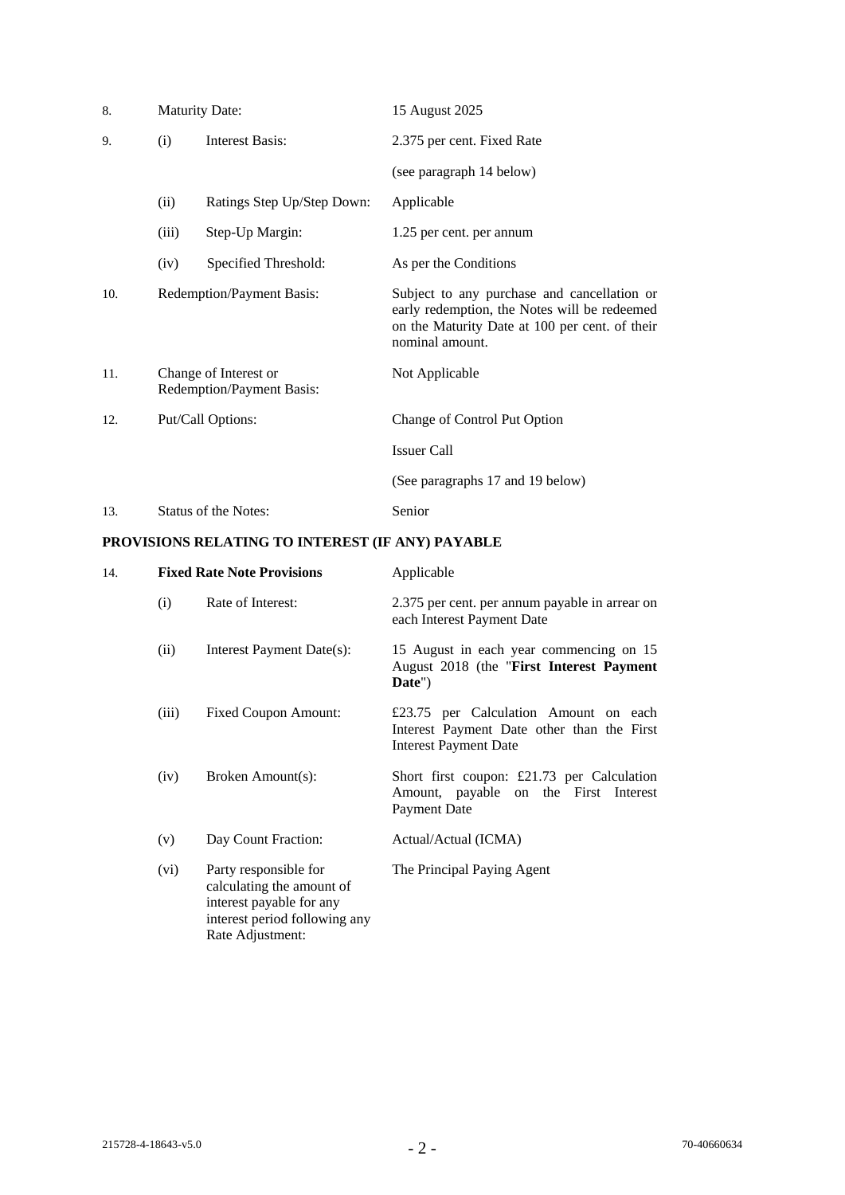| | | | |
|---|---|---|---|
| 8. | Maturity Date: | | 15 August 2025 |
| 9. | (i) | Interest Basis: | 2.375 per cent. Fixed Rate<br><br>(see paragraph 14 below) |
| | (ii) | Ratings Step Up/Step Down: | Applicable |
| | (iii) | Step-Up Margin: | 1.25 per cent. per annum |
| | (iv) | Specified Threshold: | As per the Conditions |
| 10. | Redemption/Payment Basis: | | Subject to any purchase and cancellation or early redemption, the Notes will be redeemed on the Maturity Date at 100 per cent. of their nominal amount. |
| 11. | Change of Interest or Redemption/Payment Basis: | | Not Applicable |
| 12. | Put/Call Options: | | Change of Control Put Option<br><br>Issuer Call<br><br>(See paragraphs 17 and 19 below) |
| 13. | Status of the Notes: | | Senior |

**PROVISIONS RELATING TO INTEREST (IF ANY) PAYABLE**

| | | | |
|---|---|---|---|
| 14. | **Fixed Rate Note Provisions** | | Applicable |
| | (i) | Rate of Interest: | 2.375 per cent. per annum payable in arrear on each Interest Payment Date |
| | (ii) | Interest Payment Date(s): | 15 August in each year commencing on 15 August 2018 (the "**First Interest Payment Date**") |
| | (iii) | Fixed Coupon Amount: | £23.75 per Calculation Amount on each Interest Payment Date other than the First Interest Payment Date |
| | (iv) | Broken Amount(s): | Short first coupon: £21.73 per Calculation Amount, payable on the First Interest Payment Date |
| | (v) | Day Count Fraction: | Actual/Actual (ICMA) |
| | (vi) | Party responsible for calculating the amount of interest payable for any interest period following any Rate Adjustment: | The Principal Paying Agent |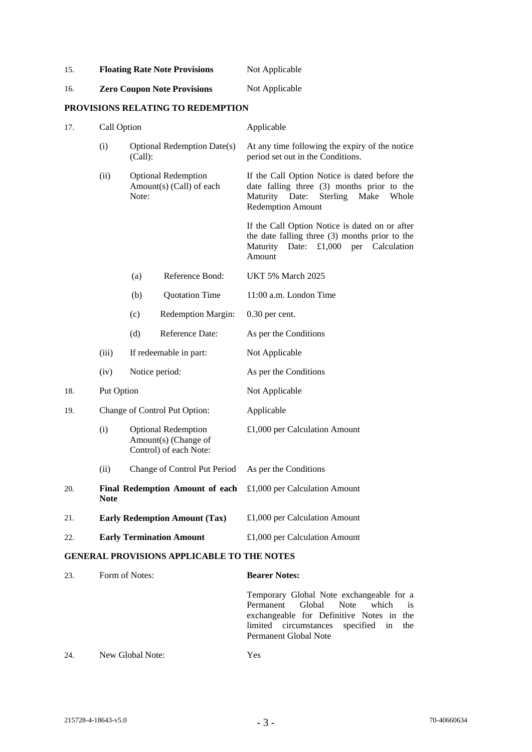| | | | | |
|---|---|---|---|---|
| 15. | **Floating Rate Note Provisions** | | | Not Applicable |
| 16. | **Zero Coupon Note Provisions** | | | Not Applicable |

**PROVISIONS RELATING TO REDEMPTION**

| | | | | |
|---|---|---|---|---|
| 17. | Call Option | | | Applicable |
| | (i) | Optional Redemption Date(s) (Call): | | At any time following the expiry of the notice period set out in the Conditions. |
| | (ii) | Optional Redemption Amount(s) (Call) of each Note: | | If the Call Option Notice is dated before the date falling three (3) months prior to the Maturity Date: Sterling Make Whole Redemption Amount<br><br>If the Call Option Notice is dated on or after the date falling three (3) months prior to the Maturity Date: £1,000 per Calculation Amount |
| | | (a) | Reference Bond: | UKT 5% March 2025 |
| | | (b) | Quotation Time | 11:00 a.m. London Time |
| | | (c) | Redemption Margin: | 0.30 per cent. |
| | | (d) | Reference Date: | As per the Conditions |
| | (iii) | If redeemable in part: | | Not Applicable |
| | (iv) | Notice period: | | As per the Conditions |
| 18. | Put Option | | | Not Applicable |
| 19. | Change of Control Put Option: | | | Applicable |
| | (i) | Optional Redemption Amount(s) (Change of Control) of each Note: | | £1,000 per Calculation Amount |
| | (ii) | Change of Control Put Period | | As per the Conditions |
| 20. | **Final Redemption Amount of each Note** | | | £1,000 per Calculation Amount |
| 21. | **Early Redemption Amount (Tax)** | | | £1,000 per Calculation Amount |
| 22. | **Early Termination Amount** | | | £1,000 per Calculation Amount |

**GENERAL PROVISIONS APPLICABLE TO THE NOTES**

| | | |
|---|---|---|
| 23. | Form of Notes: | **Bearer Notes:**<br><br>Temporary Global Note exchangeable for a Permanent Global Note which is exchangeable for Definitive Notes in the limited circumstances specified in the Permanent Global Note |
| 24. | New Global Note: | Yes |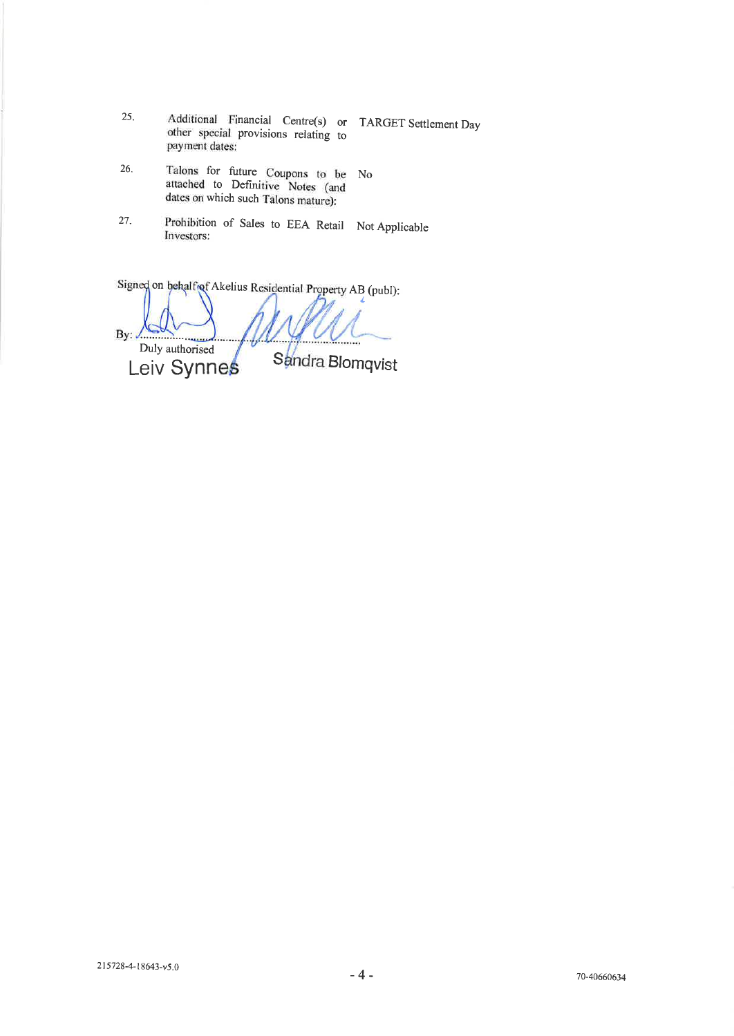| | | |
|---|---|---|
| 25. | Additional Financial Centre(s) or other special provisions relating to payment dates: | TARGET Settlement Day |
| 26. | Talons for future Coupons to be attached to Definitive Notes (and dates on which such Talons mature): | No |
| 27. | Prohibition of Sales to EEA Retail Investors: | Not Applicable |

Signed on behalf of Akelius Residential Property AB (publ):

By: ..............................................

Duly authorised

Leiv Synnes　　Sandra Blomqvist

215728-4-18643-v5.0　　70-40660634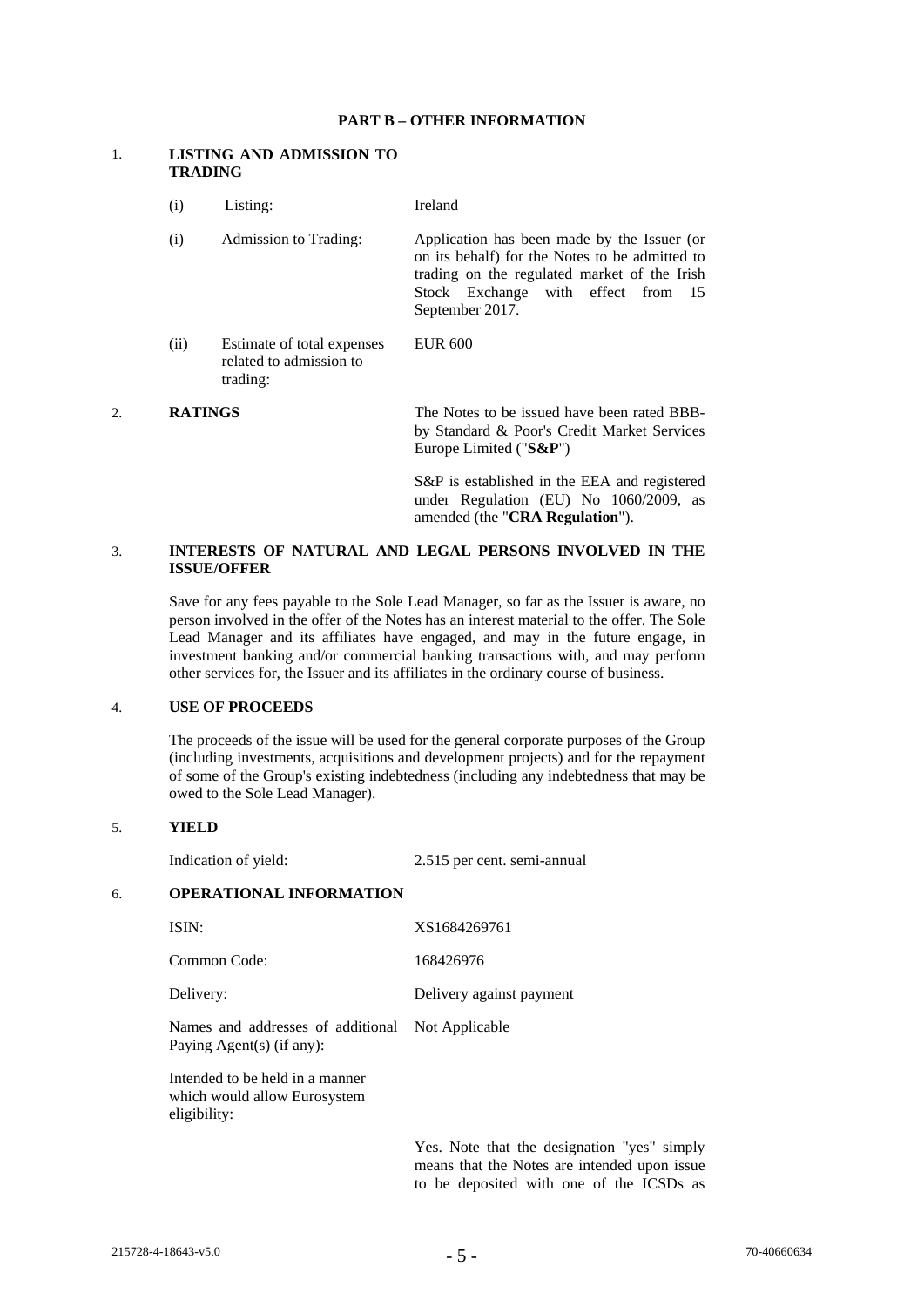## PART B – OTHER INFORMATION

### 1. LISTING AND ADMISSION TO TRADING

| | | |
|---|---|---|
| (i) | Listing: | Ireland |
| (i) | Admission to Trading: | Application has been made by the Issuer (or on its behalf) for the Notes to be admitted to trading on the regulated market of the Irish Stock Exchange with effect from 15 September 2017. |
| (ii) | Estimate of total expenses related to admission to trading: | EUR 600 |

### 2. RATINGS

The Notes to be issued have been rated BBB- by Standard & Poor's Credit Market Services Europe Limited ("**S&P**")

S&P is established in the EEA and registered under Regulation (EU) No 1060/2009, as amended (the "**CRA Regulation**").

### 3. INTERESTS OF NATURAL AND LEGAL PERSONS INVOLVED IN THE ISSUE/OFFER

Save for any fees payable to the Sole Lead Manager, so far as the Issuer is aware, no person involved in the offer of the Notes has an interest material to the offer. The Sole Lead Manager and its affiliates have engaged, and may in the future engage, in investment banking and/or commercial banking transactions with, and may perform other services for, the Issuer and its affiliates in the ordinary course of business.

### 4. USE OF PROCEEDS

The proceeds of the issue will be used for the general corporate purposes of the Group (including investments, acquisitions and development projects) and for the repayment of some of the Group's existing indebtedness (including any indebtedness that may be owed to the Sole Lead Manager).

### 5. YIELD

| | |
|---|---|
| Indication of yield: | 2.515 per cent. semi-annual |

### 6. OPERATIONAL INFORMATION

| | |
|---|---|
| ISIN: | XS1684269761 |
| Common Code: | 168426976 |
| Delivery: | Delivery against payment |
| Names and addresses of additional Paying Agent(s) (if any): | Not Applicable |
| Intended to be held in a manner which would allow Eurosystem eligibility: | |

Yes. Note that the designation "yes" simply means that the Notes are intended upon issue to be deposited with one of the ICSDs as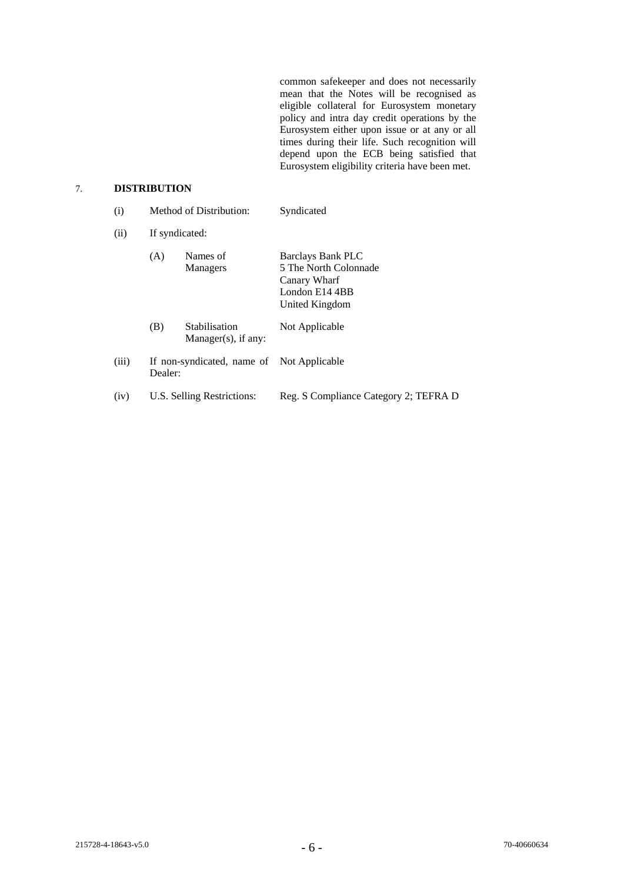common safekeeper and does not necessarily mean that the Notes will be recognised as eligible collateral for Eurosystem monetary policy and intra day credit operations by the Eurosystem either upon issue or at any or all times during their life. Such recognition will depend upon the ECB being satisfied that Eurosystem eligibility criteria have been met.

7. **DISTRIBUTION**

| | | |
|---|---|---|
| (i) | Method of Distribution: | Syndicated |
| (ii) | If syndicated: | |
| | (A) Names of Managers | Barclays Bank PLC<br>5 The North Colonnade<br>Canary Wharf<br>London E14 4BB<br>United Kingdom |
| | (B) Stabilisation Manager(s), if any: | Not Applicable |
| (iii) | If non-syndicated, name of Dealer: | Not Applicable |
| (iv) | U.S. Selling Restrictions: | Reg. S Compliance Category 2; TEFRA D |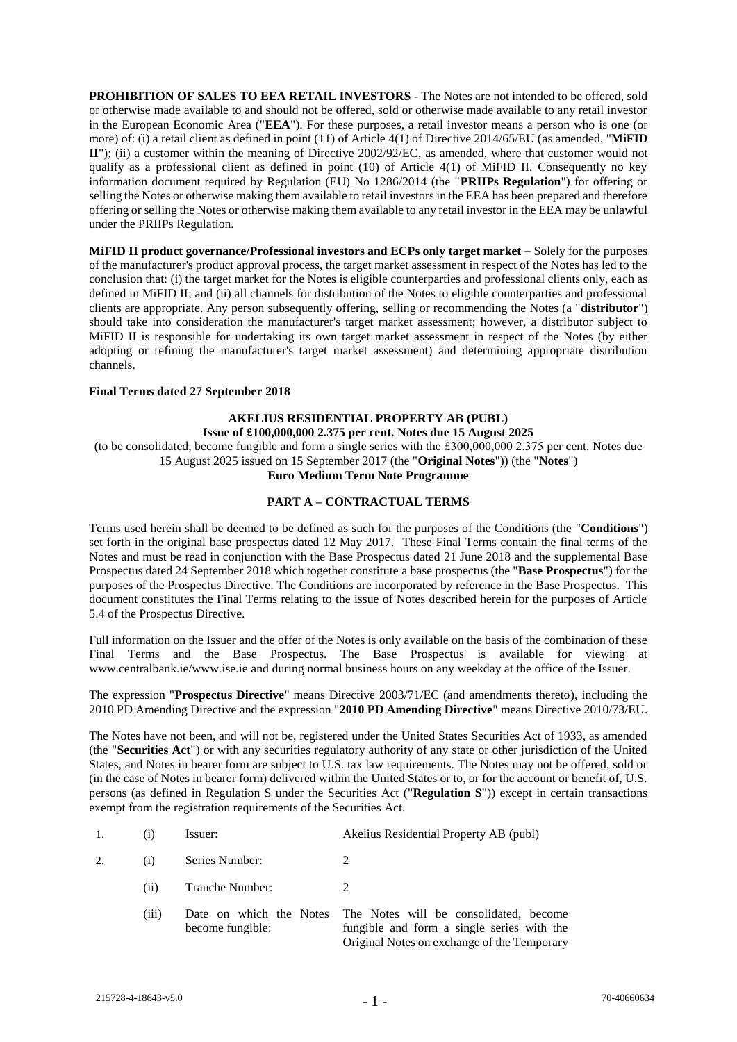**PROHIBITION OF SALES TO EEA RETAIL INVESTORS** - The Notes are not intended to be offered, sold or otherwise made available to and should not be offered, sold or otherwise made available to any retail investor in the European Economic Area ("**EEA**"). For these purposes, a retail investor means a person who is one (or more) of: (i) a retail client as defined in point (11) of Article 4(1) of Directive 2014/65/EU (as amended, "**MiFID II**"); (ii) a customer within the meaning of Directive 2002/92/EC, as amended, where that customer would not qualify as a professional client as defined in point (10) of Article 4(1) of MiFID II. Consequently no key information document required by Regulation (EU) No 1286/2014 (the "**PRIIPs Regulation**") for offering or selling the Notes or otherwise making them available to retail investors in the EEA has been prepared and therefore offering or selling the Notes or otherwise making them available to any retail investor in the EEA may be unlawful under the PRIIPs Regulation.

**MiFID II product governance/Professional investors and ECPs only target market** – Solely for the purposes of the manufacturer's product approval process, the target market assessment in respect of the Notes has led to the conclusion that: (i) the target market for the Notes is eligible counterparties and professional clients only, each as defined in MiFID II; and (ii) all channels for distribution of the Notes to eligible counterparties and professional clients are appropriate. Any person subsequently offering, selling or recommending the Notes (a "**distributor**") should take into consideration the manufacturer's target market assessment; however, a distributor subject to MiFID II is responsible for undertaking its own target market assessment in respect of the Notes (by either adopting or refining the manufacturer's target market assessment) and determining appropriate distribution channels.

**Final Terms dated 27 September 2018**

**AKELIUS RESIDENTIAL PROPERTY AB (PUBL)**
**Issue of £100,000,000 2.375 per cent. Notes due 15 August 2025**
(to be consolidated, become fungible and form a single series with the £300,000,000 2.375 per cent. Notes due 15 August 2025 issued on 15 September 2017 (the "**Original Notes**")) (the "**Notes**")
**Euro Medium Term Note Programme**

**PART A – CONTRACTUAL TERMS**

Terms used herein shall be deemed to be defined as such for the purposes of the Conditions (the "**Conditions**") set forth in the original base prospectus dated 12 May 2017. These Final Terms contain the final terms of the Notes and must be read in conjunction with the Base Prospectus dated 21 June 2018 and the supplemental Base Prospectus dated 24 September 2018 which together constitute a base prospectus (the "**Base Prospectus**") for the purposes of the Prospectus Directive. The Conditions are incorporated by reference in the Base Prospectus. This document constitutes the Final Terms relating to the issue of Notes described herein for the purposes of Article 5.4 of the Prospectus Directive.

Full information on the Issuer and the offer of the Notes is only available on the basis of the combination of these Final Terms and the Base Prospectus. The Base Prospectus is available for viewing at www.centralbank.ie/www.ise.ie and during normal business hours on any weekday at the office of the Issuer.

The expression "**Prospectus Directive**" means Directive 2003/71/EC (and amendments thereto), including the 2010 PD Amending Directive and the expression "**2010 PD Amending Directive**" means Directive 2010/73/EU.

The Notes have not been, and will not be, registered under the United States Securities Act of 1933, as amended (the "**Securities Act**") or with any securities regulatory authority of any state or other jurisdiction of the United States, and Notes in bearer form are subject to U.S. tax law requirements. The Notes may not be offered, sold or (in the case of Notes in bearer form) delivered within the United States or to, or for the account or benefit of, U.S. persons (as defined in Regulation S under the Securities Act ("**Regulation S**")) except in certain transactions exempt from the registration requirements of the Securities Act.

| | | | |
|---|---|---|---|
| 1. | (i) | Issuer: | Akelius Residential Property AB (publ) |
| 2. | (i) | Series Number: | 2 |
| | (ii) | Tranche Number: | 2 |
| | (iii) | Date on which the Notes become fungible: | The Notes will be consolidated, become fungible and form a single series with the Original Notes on exchange of the Temporary |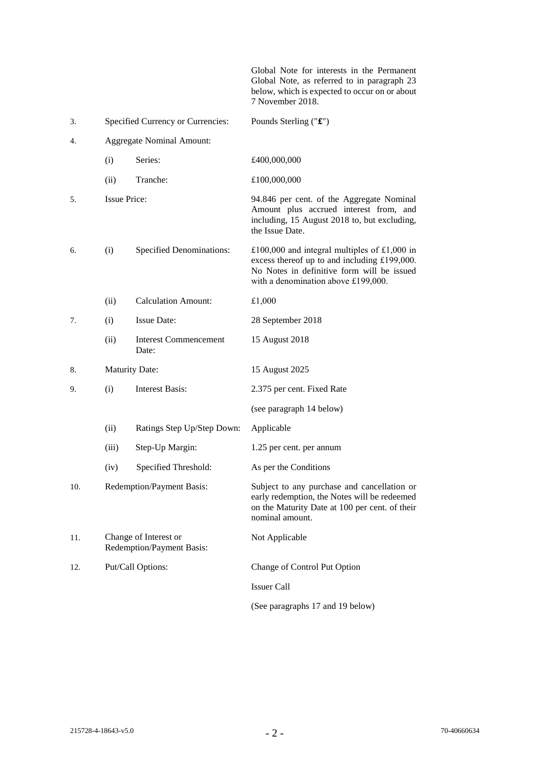| | | | |
|---|---|---|---|
| | | | Global Note for interests in the Permanent Global Note, as referred to in paragraph 23 below, which is expected to occur on or about 7 November 2018. |
| 3. | Specified Currency or Currencies: | | Pounds Sterling ("**£**") |
| 4. | Aggregate Nominal Amount: | | |
| | (i) | Series: | £400,000,000 |
| | (ii) | Tranche: | £100,000,000 |
| 5. | Issue Price: | | 94.846 per cent. of the Aggregate Nominal Amount plus accrued interest from, and including, 15 August 2018 to, but excluding, the Issue Date. |
| 6. | (i) | Specified Denominations: | £100,000 and integral multiples of £1,000 in excess thereof up to and including £199,000. No Notes in definitive form will be issued with a denomination above £199,000. |
| | (ii) | Calculation Amount: | £1,000 |
| 7. | (i) | Issue Date: | 28 September 2018 |
| | (ii) | Interest Commencement Date: | 15 August 2018 |
| 8. | Maturity Date: | | 15 August 2025 |
| 9. | (i) | Interest Basis: | 2.375 per cent. Fixed Rate<br><br>(see paragraph 14 below) |
| | (ii) | Ratings Step Up/Step Down: | Applicable |
| | (iii) | Step-Up Margin: | 1.25 per cent. per annum |
| | (iv) | Specified Threshold: | As per the Conditions |
| 10. | Redemption/Payment Basis: | | Subject to any purchase and cancellation or early redemption, the Notes will be redeemed on the Maturity Date at 100 per cent. of their nominal amount. |
| 11. | Change of Interest or Redemption/Payment Basis: | | Not Applicable |
| 12. | Put/Call Options: | | Change of Control Put Option<br><br>Issuer Call<br><br>(See paragraphs 17 and 19 below) |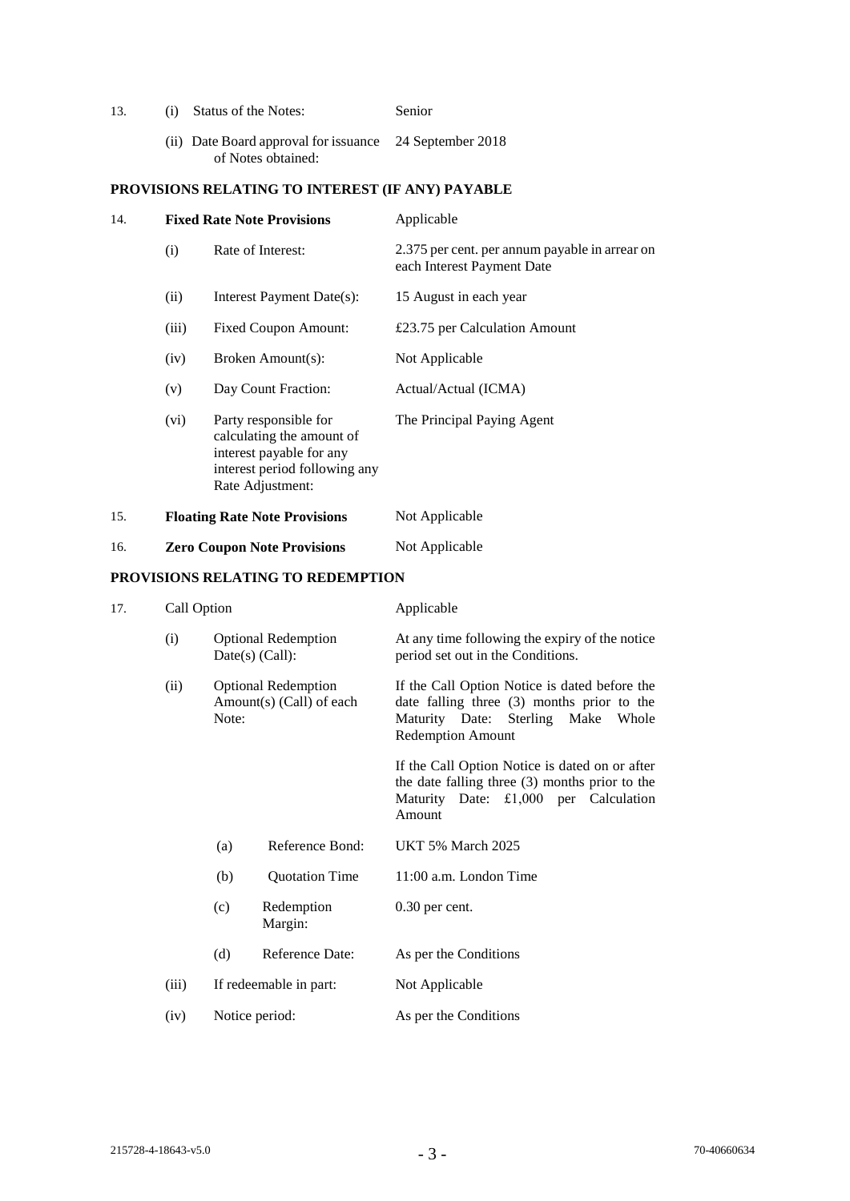| | | | |
|---|---|---|---|
| 13. | (i) | Status of the Notes: | Senior |
| | (ii) | Date Board approval for issuance of Notes obtained: | 24 September 2018 |

**PROVISIONS RELATING TO INTEREST (IF ANY) PAYABLE**

| | | | |
|---|---|---|---|
| 14. | | **Fixed Rate Note Provisions** | Applicable |
| | (i) | Rate of Interest: | 2.375 per cent. per annum payable in arrear on each Interest Payment Date |
| | (ii) | Interest Payment Date(s): | 15 August in each year |
| | (iii) | Fixed Coupon Amount: | £23.75 per Calculation Amount |
| | (iv) | Broken Amount(s): | Not Applicable |
| | (v) | Day Count Fraction: | Actual/Actual (ICMA) |
| | (vi) | Party responsible for calculating the amount of interest payable for any interest period following any Rate Adjustment: | The Principal Paying Agent |
| 15. | | **Floating Rate Note Provisions** | Not Applicable |
| 16. | | **Zero Coupon Note Provisions** | Not Applicable |

**PROVISIONS RELATING TO REDEMPTION**

| | | | |
|---|---|---|---|
| 17. | | Call Option | Applicable |
| | (i) | Optional Redemption Date(s) (Call): | At any time following the expiry of the notice period set out in the Conditions. |
| | (ii) | Optional Redemption Amount(s) (Call) of each Note: | If the Call Option Notice is dated before the date falling three (3) months prior to the Maturity Date: Sterling Make Whole Redemption Amount<br><br>If the Call Option Notice is dated on or after the date falling three (3) months prior to the Maturity Date: £1,000 per Calculation Amount |
| | | (a) Reference Bond: | UKT 5% March 2025 |
| | | (b) Quotation Time | 11:00 a.m. London Time |
| | | (c) Redemption Margin: | 0.30 per cent. |
| | | (d) Reference Date: | As per the Conditions |
| | (iii) | If redeemable in part: | Not Applicable |
| | (iv) | Notice period: | As per the Conditions |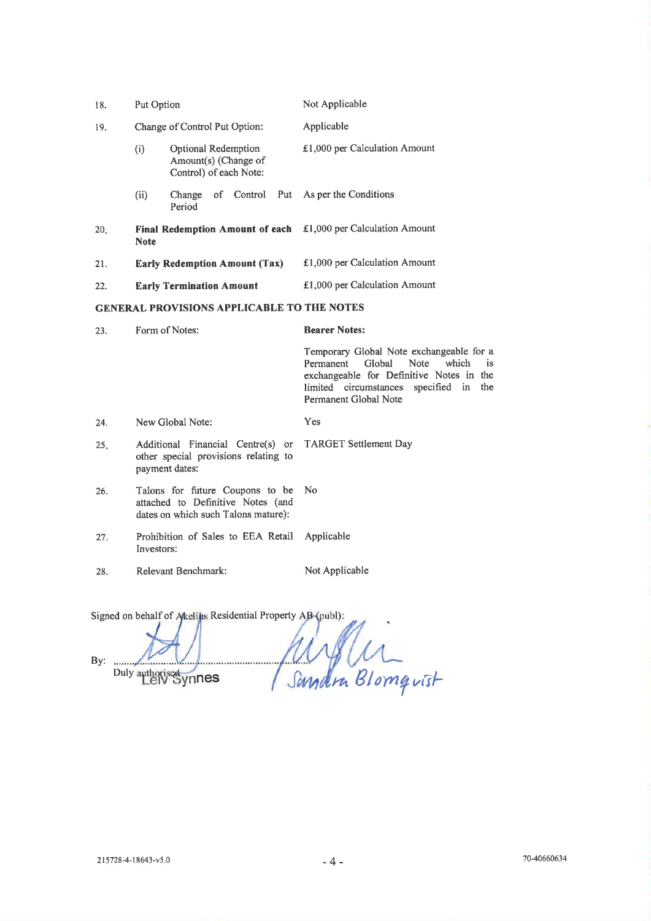| | | |
|---|---|---|
| 18. | Put Option | Not Applicable |
| 19. | Change of Control Put Option: | Applicable |
| | (i) Optional Redemption Amount(s) (Change of Control) of each Note: | £1,000 per Calculation Amount |
| | (ii) Change of Control Put Period | As per the Conditions |
| 20. | **Final Redemption Amount of each Note** | £1,000 per Calculation Amount |
| 21. | **Early Redemption Amount (Tax)** | £1,000 per Calculation Amount |
| 22. | **Early Termination Amount** | £1,000 per Calculation Amount |

## GENERAL PROVISIONS APPLICABLE TO THE NOTES

| | | |
|---|---|---|
| 23. | Form of Notes: | **Bearer Notes:**<br><br>Temporary Global Note exchangeable for a Permanent Global Note which is exchangeable for Definitive Notes in the limited circumstances specified in the Permanent Global Note |
| 24. | New Global Note: | Yes |
| 25. | Additional Financial Centre(s) or other special provisions relating to payment dates: | TARGET Settlement Day |
| 26. | Talons for future Coupons to be attached to Definitive Notes (and dates on which such Talons mature): | No |
| 27. | Prohibition of Sales to EEA Retail Investors: | Applicable |
| 28. | Relevant Benchmark: | Not Applicable |

Signed on behalf of Akelius Residential Property AB (publ):

By: ............................................................

Duly authorised

Leiv Synnes Sandra Blomqvist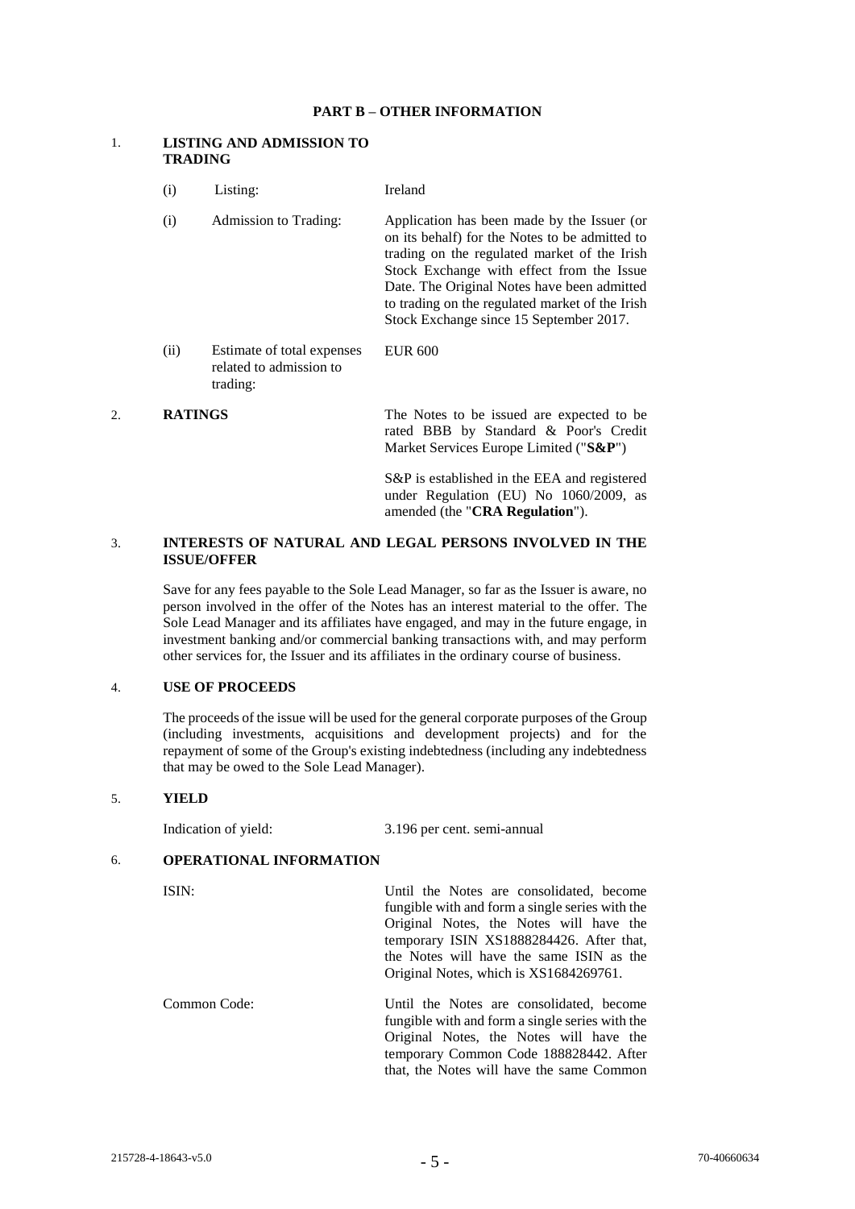## PART B – OTHER INFORMATION

### 1. LISTING AND ADMISSION TO TRADING

| | | |
|---|---|---|
| (i) | Listing: | Ireland |
| (i) | Admission to Trading: | Application has been made by the Issuer (or on its behalf) for the Notes to be admitted to trading on the regulated market of the Irish Stock Exchange with effect from the Issue Date. The Original Notes have been admitted to trading on the regulated market of the Irish Stock Exchange since 15 September 2017. |
| (ii) | Estimate of total expenses related to admission to trading: | EUR 600 |

### 2. RATINGS

The Notes to be issued are expected to be rated BBB by Standard & Poor's Credit Market Services Europe Limited ("**S&P**")

S&P is established in the EEA and registered under Regulation (EU) No 1060/2009, as amended (the "**CRA Regulation**").

### 3. INTERESTS OF NATURAL AND LEGAL PERSONS INVOLVED IN THE ISSUE/OFFER

Save for any fees payable to the Sole Lead Manager, so far as the Issuer is aware, no person involved in the offer of the Notes has an interest material to the offer. The Sole Lead Manager and its affiliates have engaged, and may in the future engage, in investment banking and/or commercial banking transactions with, and may perform other services for, the Issuer and its affiliates in the ordinary course of business.

### 4. USE OF PROCEEDS

The proceeds of the issue will be used for the general corporate purposes of the Group (including investments, acquisitions and development projects) and for the repayment of some of the Group's existing indebtedness (including any indebtedness that may be owed to the Sole Lead Manager).

### 5. YIELD

| | |
|---|---|
| Indication of yield: | 3.196 per cent. semi-annual |

### 6. OPERATIONAL INFORMATION

| | |
|---|---|
| ISIN: | Until the Notes are consolidated, become fungible with and form a single series with the Original Notes, the Notes will have the temporary ISIN XS1888284426. After that, the Notes will have the same ISIN as the Original Notes, which is XS1684269761. |
| Common Code: | Until the Notes are consolidated, become fungible with and form a single series with the Original Notes, the Notes will have the temporary Common Code 188828442. After that, the Notes will have the same Common |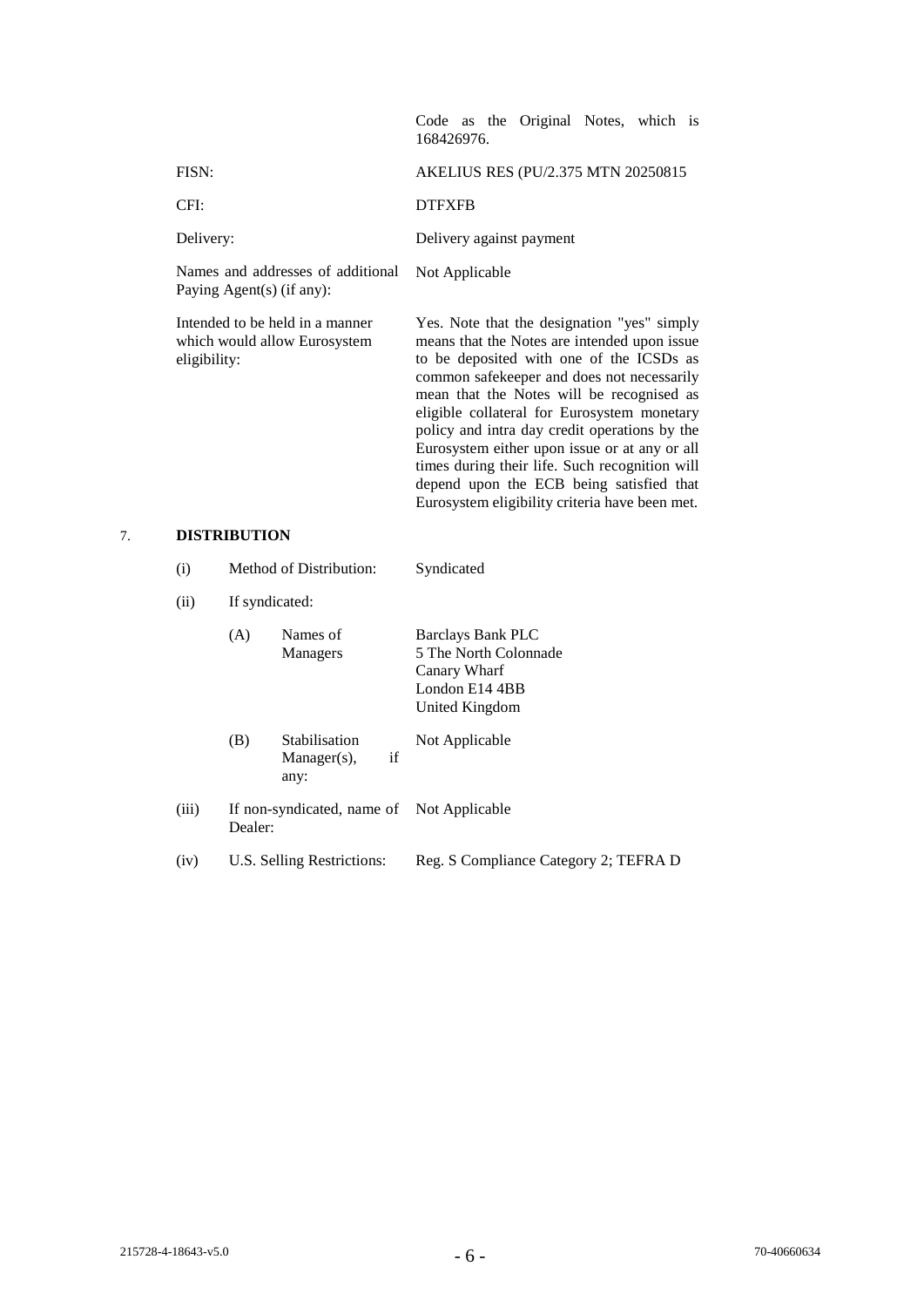| | |
|---|---|
| | Code as the Original Notes, which is 168426976. |
| FISN: | AKELIUS RES (PU/2.375 MTN 20250815 |
| CFI: | DTFXFB |
| Delivery: | Delivery against payment |
| Names and addresses of additional Paying Agent(s) (if any): | Not Applicable |
| Intended to be held in a manner which would allow Eurosystem eligibility: | Yes. Note that the designation "yes" simply means that the Notes are intended upon issue to be deposited with one of the ICSDs as common safekeeper and does not necessarily mean that the Notes will be recognised as eligible collateral for Eurosystem monetary policy and intra day credit operations by the Eurosystem either upon issue or at any or all times during their life. Such recognition will depend upon the ECB being satisfied that Eurosystem eligibility criteria have been met. |

7. **DISTRIBUTION**

| | | | |
|---|---|---|---|
| (i) | Method of Distribution: | | Syndicated |
| (ii) | If syndicated: | | |
| | (A) | Names of Managers | Barclays Bank PLC<br>5 The North Colonnade<br>Canary Wharf<br>London E14 4BB<br>United Kingdom |
| | (B) | Stabilisation Manager(s), if any: | Not Applicable |
| (iii) | If non-syndicated, name of Dealer: | | Not Applicable |
| (iv) | U.S. Selling Restrictions: | | Reg. S Compliance Category 2; TEFRA D |